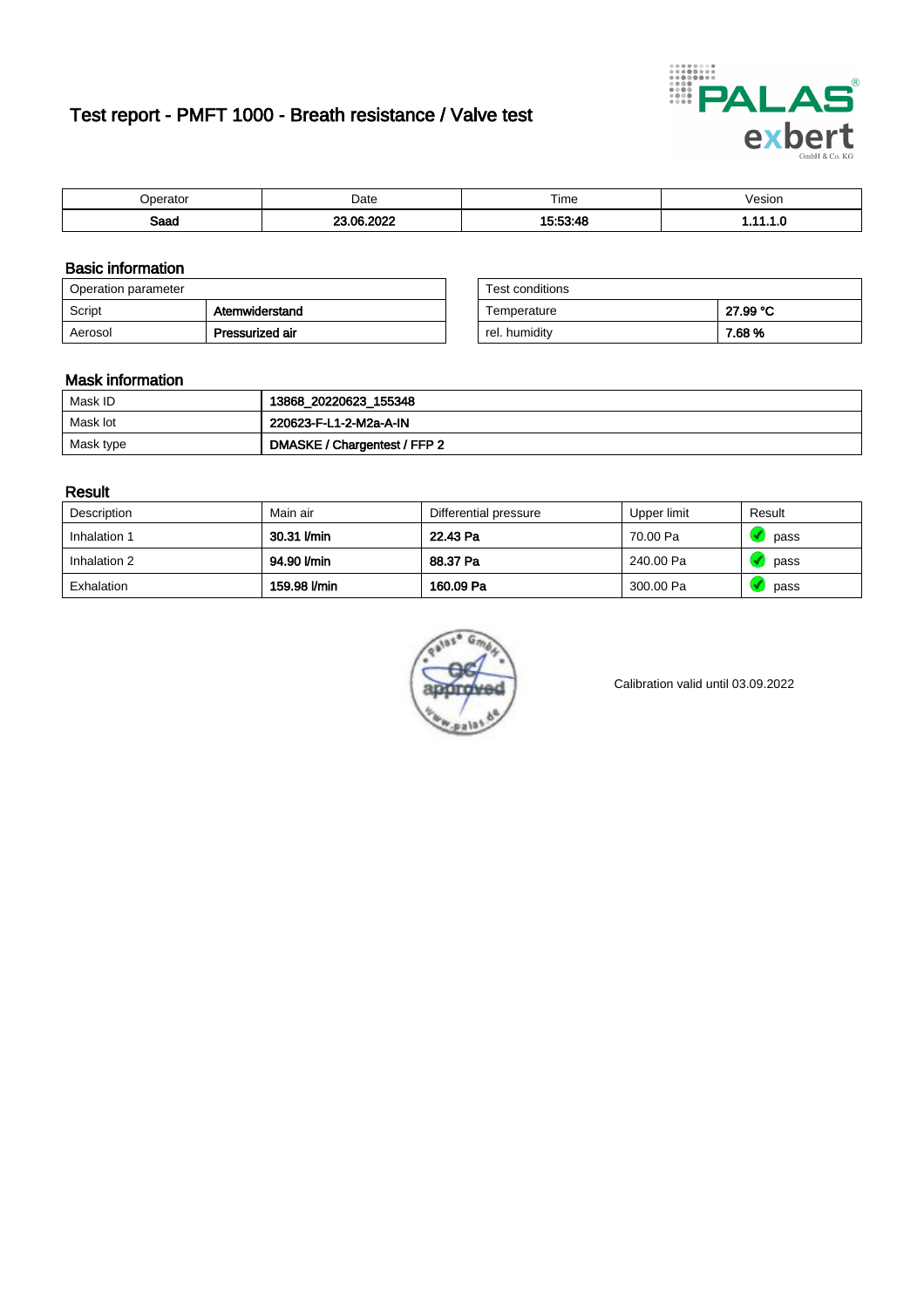# Test report - PMFT 1000 - Breath resistance / Valve test

| Operator | Date | Time | Vesion |
|---|---|---|---|
| **Saad** | **23.06.2022** | **15:53:48** | **1.11.1.0** |

## Basic information

| Operation parameter | |
|---|---|
| Script | **Atemwiderstand** |
| Aerosol | **Pressurized air** |

| Test conditions | |
|---|---|
| Temperature | **27.99 °C** |
| rel. humidity | **7.68 %** |

## Mask information

| Mask ID | **13868_20220623_155348** |
|---|---|
| Mask lot | **220623-F-L1-2-M2a-A-IN** |
| Mask type | **DMASKE / Chargentest / FFP 2** |

## Result

| Description | Main air | Differential pressure | Upper limit | Result |
|---|---|---|---|---|
| Inhalation 1 | **30.31 l/min** | **22.43 Pa** | 70.00 Pa | pass |
| Inhalation 2 | **94.90 l/min** | **88.37 Pa** | 240.00 Pa | pass |
| Exhalation | **159.98 l/min** | **160.09 Pa** | 300.00 Pa | pass |

Calibration valid until 03.09.2022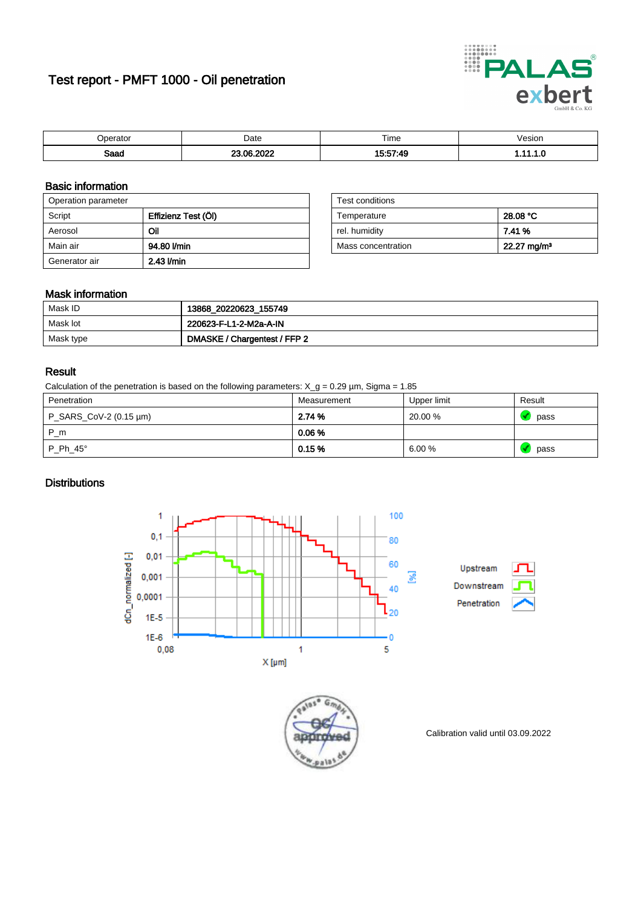# Test report - PMFT 1000 - Oil penetration

| Operator | Date | Time | Vesion |
|---|---|---|---|
| **Saad** | **23.06.2022** | **15:57:49** | **1.11.1.0** |

## Basic information

| Operation parameter | |
|---|---|
| Script | **Effizienz Test (Öl)** |
| Aerosol | **Oil** |
| Main air | **94.80 l/min** |
| Generator air | **2.43 l/min** |

| Test conditions | |
|---|---|
| Temperature | **28.08 °C** |
| rel. humidity | **7.41 %** |
| Mass concentration | **22.27 mg/m³** |

## Mask information

| | |
|---|---|
| Mask ID | **13868_20220623_155749** |
| Mask lot | **220623-F-L1-2-M2a-A-IN** |
| Mask type | **DMASKE / Chargentest / FFP 2** |

## Result

Calculation of the penetration is based on the following parameters: X_g = 0.29 µm, Sigma = 1.85

| Penetration | Measurement | Upper limit | Result |
|---|---|---|---|
| P_SARS_CoV-2 (0.15 µm) | **2.74 %** | 20.00 % | pass |
| P_m | **0.06 %** | | |
| P_Ph_45° | **0.15 %** | 6.00 % | pass |

## Distributions

dCn_normalized [-]
1
0,1
0,01
0,001
0,0001
1E-5
1E-6
0,08
1
5
X [µm]
[%]
100
80
60
40
20
0

Upstream
Downstream
Penetration

Calibration valid until 03.09.2022